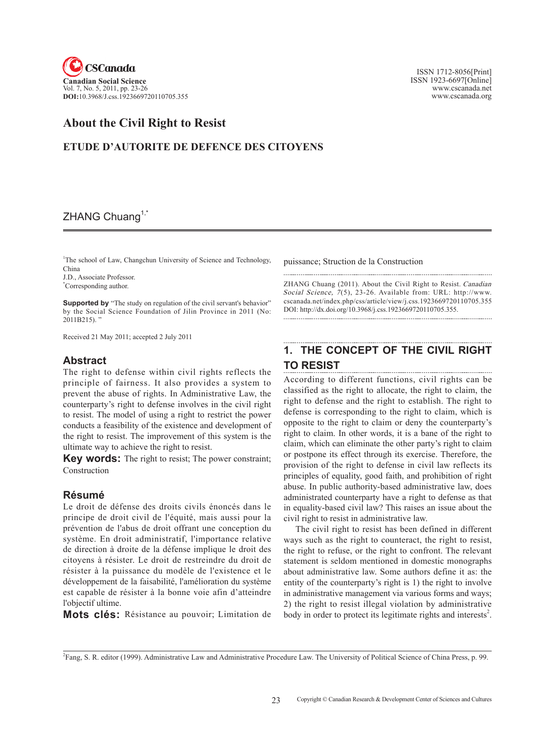# About the Civil Right to Resist

## ETUDE D'AUTORITE DE DEFENCE DES CITOYENS

ZHANG Chuang[1,*]

[1]The school of Law, Changchun University of Science and Technology, China

J.D., Associate Professor.

[*]Corresponding author.

**Supported by** "The study on regulation of the civil servant's behavior" by the Social Science Foundation of Jilin Province in 2011 (No: 2011B215). "

Received 21 May 2011; accepted 2 July 2011

### Abstract

The right to defense within civil rights reflects the principle of fairness. It also provides a system to prevent the abuse of rights. In Administrative Law, the counterparty's right to defense involves in the civil right to resist. The model of using a right to restrict the power conducts a feasibility of the existence and development of the right to resist. The improvement of this system is the ultimate way to achieve the right to resist.

**Key words:** The right to resist; The power constraint; Construction

### Résumé

Le droit de défense des droits civils énoncés dans le principe de droit civil de l'équité, mais aussi pour la prévention de l'abus de droit offrant une conception du système. En droit administratif, l'importance relative de direction à droite de la défense implique le droit des citoyens à résister. Le droit de restreindre du droit de résister à la puissance du modèle de l'existence et le développement de la faisabilité, l'amélioration du système est capable de résister à la bonne voie afin d'atteindre l'objectif ultime.

**Mots clés:** Résistance au pouvoir; Limitation de puissance; Struction de la Construction

ZHANG Chuang (2011). About the Civil Right to Resist. *Canadian Social Science, 7*(5), 23-26. Available from: URL: http://www.cscanada.net/index.php/css/article/view/j.css.1923669720110705.355 DOI: http://dx.doi.org/10.3968/j.css.1923669720110705.355.

## 1. THE CONCEPT OF THE CIVIL RIGHT TO RESIST

According to different functions, civil rights can be classified as the right to allocate, the right to claim, the right to defense and the right to establish. The right to defense is corresponding to the right to claim, which is opposite to the right to claim or deny the counterparty's right to claim. In other words, it is a bane of the right to claim, which can eliminate the other party's right to claim or postpone its effect through its exercise. Therefore, the provision of the right to defense in civil law reflects its principles of equality, good faith, and prohibition of right abuse. In public authority-based administrative law, does administrated counterparty have a right to defense as that in equality-based civil law? This raises an issue about the civil right to resist in administrative law.

The civil right to resist has been defined in different ways such as the right to counteract, the right to resist, the right to refuse, or the right to confront. The relevant statement is seldom mentioned in domestic monographs about administrative law. Some authors define it as: the entity of the counterparty's right is 1) the right to involve in administrative management via various forms and ways; 2) the right to resist illegal violation by administrative body in order to protect its legitimate rights and interests[2].

[2]Fang, S. R. editor (1999). Administrative Law and Administrative Procedure Law. The University of Political Science of China Press, p. 99.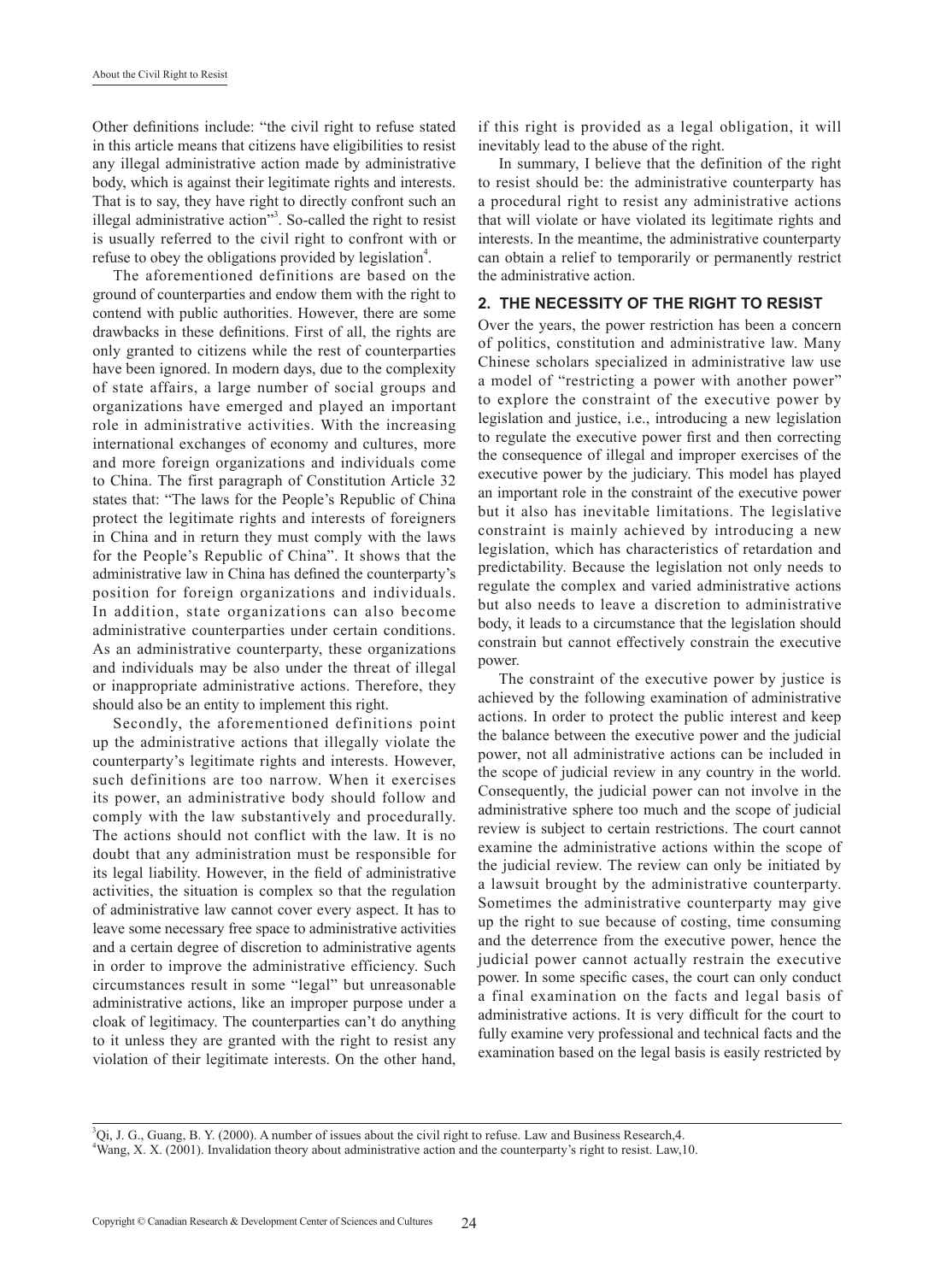Other definitions include: "the civil right to refuse stated in this article means that citizens have eligibilities to resist any illegal administrative action made by administrative body, which is against their legitimate rights and interests. That is to say, they have right to directly confront such an illegal administrative action"[3]. So-called the right to resist is usually referred to the civil right to confront with or refuse to obey the obligations provided by legislation[4].

The aforementioned definitions are based on the ground of counterparties and endow them with the right to contend with public authorities. However, there are some drawbacks in these definitions. First of all, the rights are only granted to citizens while the rest of counterparties have been ignored. In modern days, due to the complexity of state affairs, a large number of social groups and organizations have emerged and played an important role in administrative activities. With the increasing international exchanges of economy and cultures, more and more foreign organizations and individuals come to China. The first paragraph of Constitution Article 32 states that: "The laws for the People's Republic of China protect the legitimate rights and interests of foreigners in China and in return they must comply with the laws for the People's Republic of China". It shows that the administrative law in China has defined the counterparty's position for foreign organizations and individuals. In addition, state organizations can also become administrative counterparties under certain conditions. As an administrative counterparty, these organizations and individuals may be also under the threat of illegal or inappropriate administrative actions. Therefore, they should also be an entity to implement this right.

Secondly, the aforementioned definitions point up the administrative actions that illegally violate the counterparty's legitimate rights and interests. However, such definitions are too narrow. When it exercises its power, an administrative body should follow and comply with the law substantively and procedurally. The actions should not conflict with the law. It is no doubt that any administration must be responsible for its legal liability. However, in the field of administrative activities, the situation is complex so that the regulation of administrative law cannot cover every aspect. It has to leave some necessary free space to administrative activities and a certain degree of discretion to administrative agents in order to improve the administrative efficiency. Such circumstances result in some "legal" but unreasonable administrative actions, like an improper purpose under a cloak of legitimacy. The counterparties can't do anything to it unless they are granted with the right to resist any violation of their legitimate interests. On the other hand, if this right is provided as a legal obligation, it will inevitably lead to the abuse of the right.

In summary, I believe that the definition of the right to resist should be: the administrative counterparty has a procedural right to resist any administrative actions that will violate or have violated its legitimate rights and interests. In the meantime, the administrative counterparty can obtain a relief to temporarily or permanently restrict the administrative action.

## 2. THE NECESSITY OF THE RIGHT TO RESIST

Over the years, the power restriction has been a concern of politics, constitution and administrative law. Many Chinese scholars specialized in administrative law use a model of "restricting a power with another power" to explore the constraint of the executive power by legislation and justice, i.e., introducing a new legislation to regulate the executive power first and then correcting the consequence of illegal and improper exercises of the executive power by the judiciary. This model has played an important role in the constraint of the executive power but it also has inevitable limitations. The legislative constraint is mainly achieved by introducing a new legislation, which has characteristics of retardation and predictability. Because the legislation not only needs to regulate the complex and varied administrative actions but also needs to leave a discretion to administrative body, it leads to a circumstance that the legislation should constrain but cannot effectively constrain the executive power.

The constraint of the executive power by justice is achieved by the following examination of administrative actions. In order to protect the public interest and keep the balance between the executive power and the judicial power, not all administrative actions can be included in the scope of judicial review in any country in the world. Consequently, the judicial power can not involve in the administrative sphere too much and the scope of judicial review is subject to certain restrictions. The court cannot examine the administrative actions within the scope of the judicial review. The review can only be initiated by a lawsuit brought by the administrative counterparty. Sometimes the administrative counterparty may give up the right to sue because of costing, time consuming and the deterrence from the executive power, hence the judicial power cannot actually restrain the executive power. In some specific cases, the court can only conduct a final examination on the facts and legal basis of administrative actions. It is very difficult for the court to fully examine very professional and technical facts and the examination based on the legal basis is easily restricted by

---

[3] Qi, J. G., Guang, B. Y. (2000). A number of issues about the civil right to refuse. Law and Business Research,4.

[4] Wang, X. X. (2001). Invalidation theory about administrative action and the counterparty's right to resist. Law,10.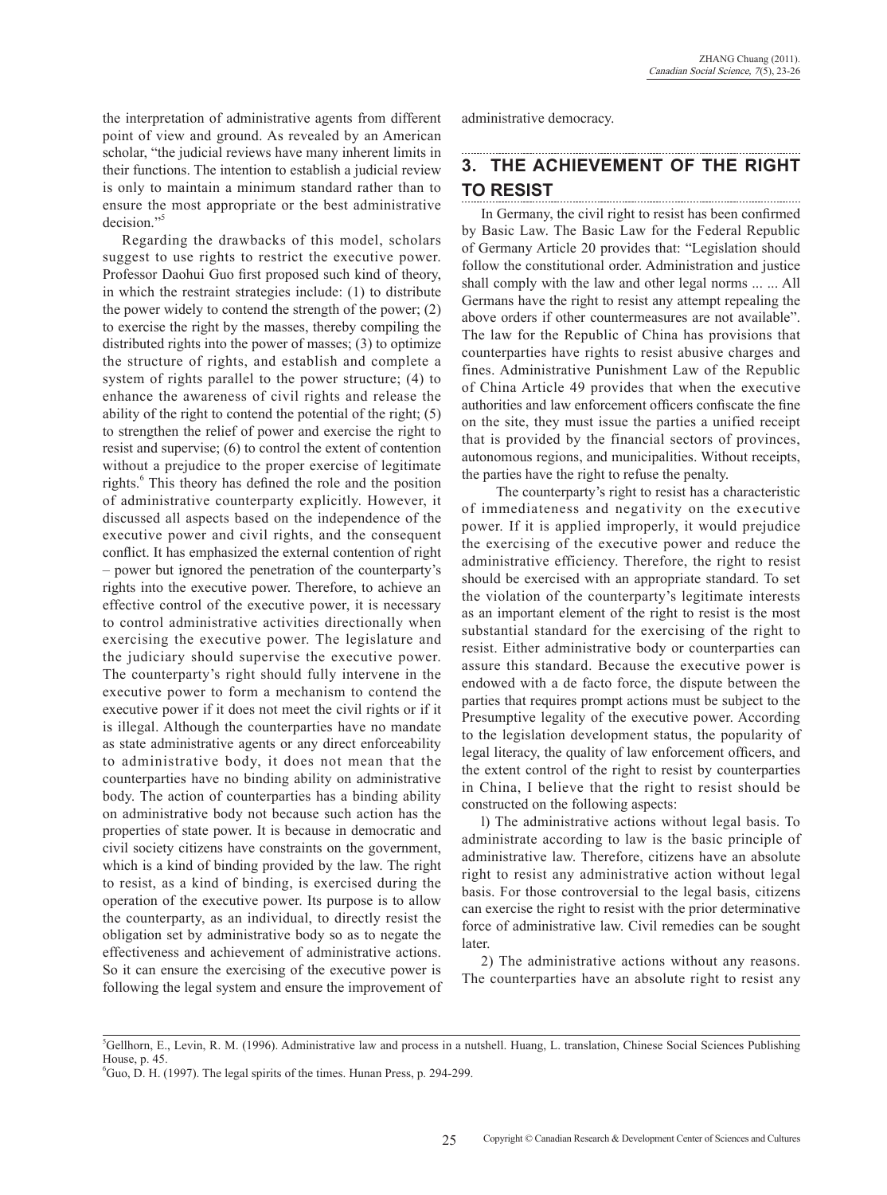the interpretation of administrative agents from different point of view and ground. As revealed by an American scholar, "the judicial reviews have many inherent limits in their functions. The intention to establish a judicial review is only to maintain a minimum standard rather than to ensure the most appropriate or the best administrative decision."[5]

Regarding the drawbacks of this model, scholars suggest to use rights to restrict the executive power. Professor Daohui Guo first proposed such kind of theory, in which the restraint strategies include: (1) to distribute the power widely to contend the strength of the power; (2) to exercise the right by the masses, thereby compiling the distributed rights into the power of masses; (3) to optimize the structure of rights, and establish and complete a system of rights parallel to the power structure; (4) to enhance the awareness of civil rights and release the ability of the right to contend the potential of the right; (5) to strengthen the relief of power and exercise the right to resist and supervise; (6) to control the extent of contention without a prejudice to the proper exercise of legitimate rights.[6] This theory has defined the role and the position of administrative counterparty explicitly. However, it discussed all aspects based on the independence of the executive power and civil rights, and the consequent conflict. It has emphasized the external contention of right – power but ignored the penetration of the counterparty's rights into the executive power. Therefore, to achieve an effective control of the executive power, it is necessary to control administrative activities directionally when exercising the executive power. The legislature and the judiciary should supervise the executive power. The counterparty's right should fully intervene in the executive power to form a mechanism to contend the executive power if it does not meet the civil rights or if it is illegal. Although the counterparties have no mandate as state administrative agents or any direct enforceability to administrative body, it does not mean that the counterparties have no binding ability on administrative body. The action of counterparties has a binding ability on administrative body not because such action has the properties of state power. It is because in democratic and civil society citizens have constraints on the government, which is a kind of binding provided by the law. The right to resist, as a kind of binding, is exercised during the operation of the executive power. Its purpose is to allow the counterparty, as an individual, to directly resist the obligation set by administrative body so as to negate the effectiveness and achievement of administrative actions. So it can ensure the exercising of the executive power is following the legal system and ensure the improvement of administrative democracy.

## 3. THE ACHIEVEMENT OF THE RIGHT TO RESIST

In Germany, the civil right to resist has been confirmed by Basic Law. The Basic Law for the Federal Republic of Germany Article 20 provides that: "Legislation should follow the constitutional order. Administration and justice shall comply with the law and other legal norms ... ... All Germans have the right to resist any attempt repealing the above orders if other countermeasures are not available". The law for the Republic of China has provisions that counterparties have rights to resist abusive charges and fines. Administrative Punishment Law of the Republic of China Article 49 provides that when the executive authorities and law enforcement officers confiscate the fine on the site, they must issue the parties a unified receipt that is provided by the financial sectors of provinces, autonomous regions, and municipalities. Without receipts, the parties have the right to refuse the penalty.

The counterparty's right to resist has a characteristic of immediateness and negativity on the executive power. If it is applied improperly, it would prejudice the exercising of the executive power and reduce the administrative efficiency. Therefore, the right to resist should be exercised with an appropriate standard. To set the violation of the counterparty's legitimate interests as an important element of the right to resist is the most substantial standard for the exercising of the right to resist. Either administrative body or counterparties can assure this standard. Because the executive power is endowed with a de facto force, the dispute between the parties that requires prompt actions must be subject to the Presumptive legality of the executive power. According to the legislation development status, the popularity of legal literacy, the quality of law enforcement officers, and the extent control of the right to resist by counterparties in China, I believe that the right to resist should be constructed on the following aspects:

l) The administrative actions without legal basis. To administrate according to law is the basic principle of administrative law. Therefore, citizens have an absolute right to resist any administrative action without legal basis. For those controversial to the legal basis, citizens can exercise the right to resist with the prior determinative force of administrative law. Civil remedies can be sought later.

2) The administrative actions without any reasons. The counterparties have an absolute right to resist any

---

[5] Gellhorn, E., Levin, R. M. (1996). Administrative law and process in a nutshell. Huang, L. translation, Chinese Social Sciences Publishing House, p. 45.

[6] Guo, D. H. (1997). The legal spirits of the times. Hunan Press, p. 294-299.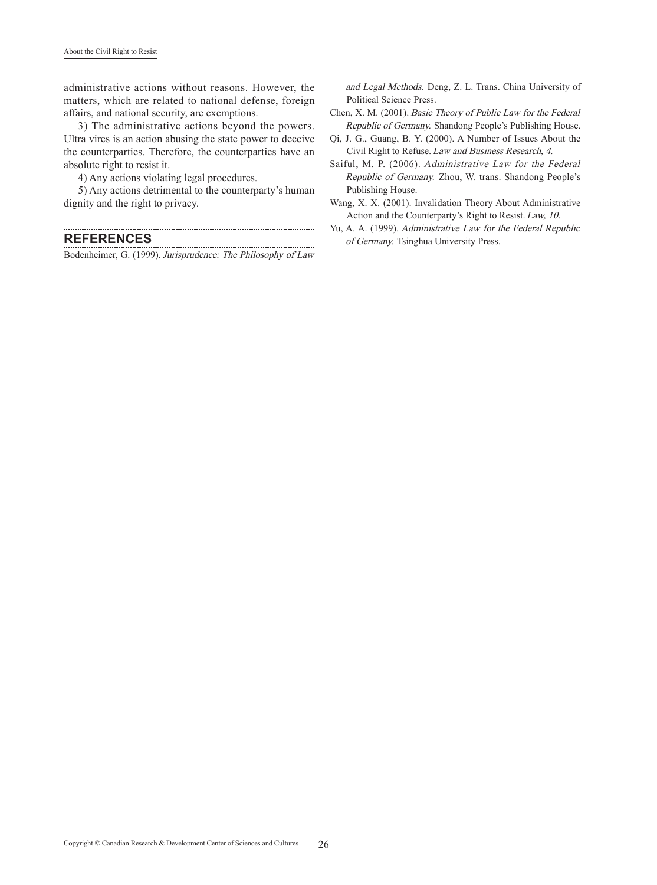administrative actions without reasons. However, the matters, which are related to national defense, foreign affairs, and national security, are exemptions.

3) The administrative actions beyond the powers. Ultra vires is an action abusing the state power to deceive the counterparties. Therefore, the counterparties have an absolute right to resist it.

4) Any actions violating legal procedures.

5) Any actions detrimental to the counterparty's human dignity and the right to privacy.

## REFERENCES

Bodenheimer, G. (1999). *Jurisprudence: The Philosophy of Law and Legal Methods*. Deng, Z. L. Trans. China University of Political Science Press.

Chen, X. M. (2001). *Basic Theory of Public Law for the Federal Republic of Germany.* Shandong People's Publishing House.

Qi, J. G., Guang, B. Y. (2000). A Number of Issues About the Civil Right to Refuse. *Law and Business Research, 4*.

Saiful, M. P. (2006). *Administrative Law for the Federal Republic of Germany.* Zhou, W. trans. Shandong People's Publishing House.

Wang, X. X. (2001). Invalidation Theory About Administrative Action and the Counterparty's Right to Resist. *Law, 10*.

Yu, A. A. (1999). *Administrative Law for the Federal Republic of Germany.* Tsinghua University Press.